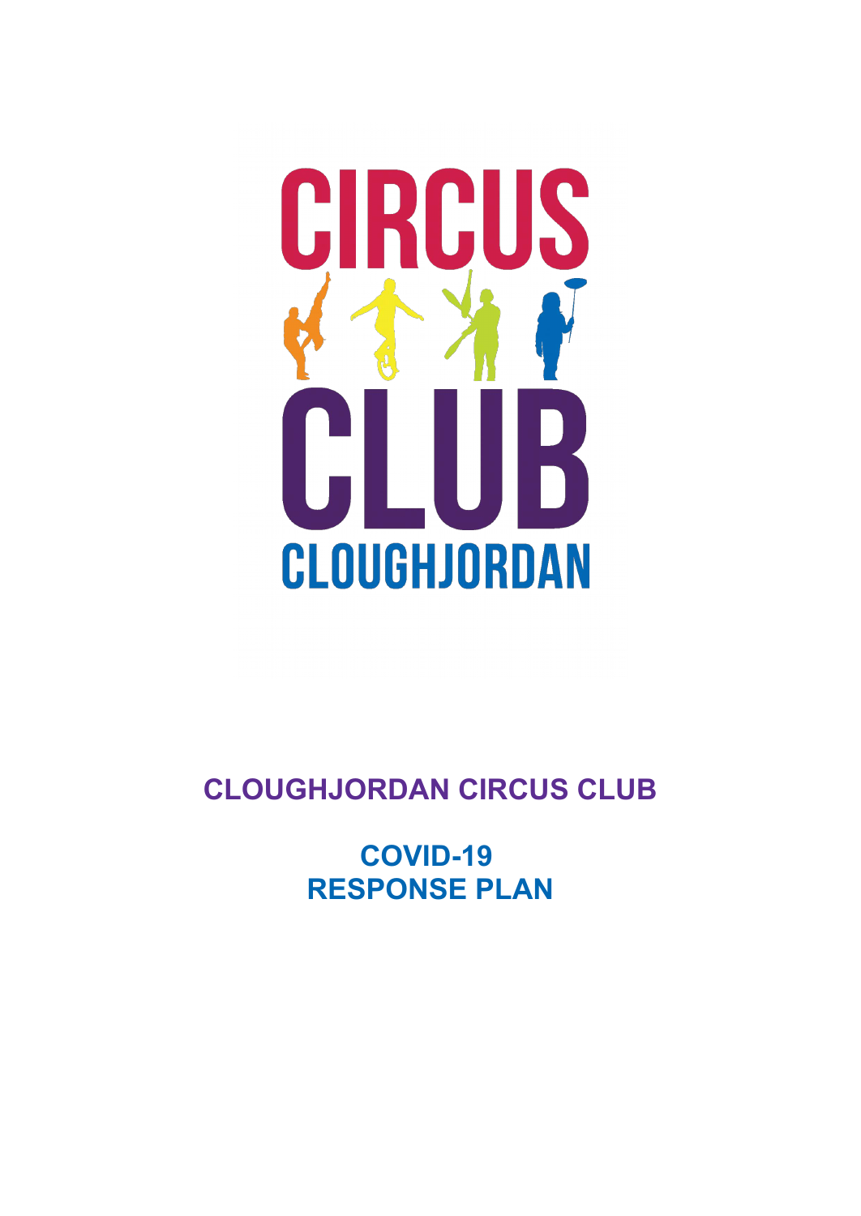CIRCUS CLUB CLOUGHJORDAN

# CLOUGHJORDAN CIRCUS CLUB

## COVID-19 RESPONSE PLAN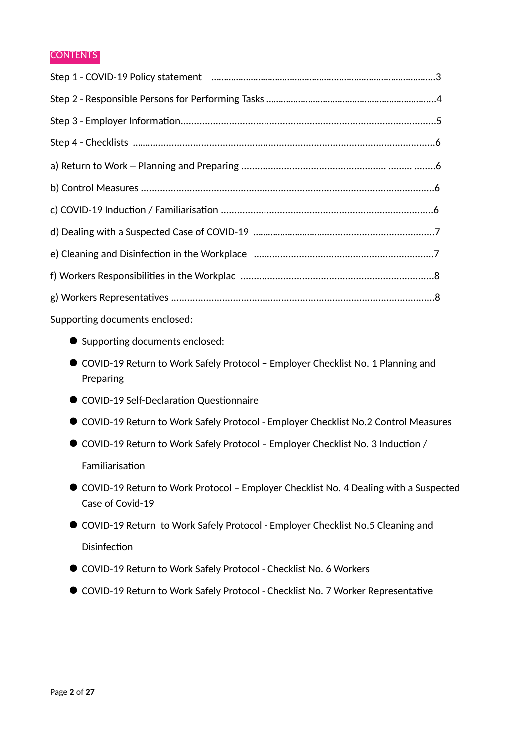# CONTENTS

Step 1 - COVID-19 Policy statement ........................................................................................3

Step 2 - Responsible Persons for Performing Tasks ....................................................................4

Step 3 - Employer Information.......................................................................................................5

Step 4 - Checklists ...........................................................................................................................6

a) Return to Work – Planning and Preparing ...................................................... ......... ........6

b) Control Measures ..........................................................................................................6

c) COVID-19 Induction / Familiarisation ...............................................................................6

d) Dealing with a Suspected Case of COVID-19 ......................................................................7

e) Cleaning and Disinfection in the Workplace ....................................................................7

f) Workers Responsibilities in the Workplac .........................................................................8

g) Workers Representatives ..................................................................................................8

Supporting documents enclosed:

- Supporting documents enclosed:
- COVID-19 Return to Work Safely Protocol – Employer Checklist No. 1 Planning and Preparing
- COVID-19 Self-Declaration Questionnaire
- COVID-19 Return to Work Safely Protocol - Employer Checklist No.2 Control Measures
- COVID-19 Return to Work Safely Protocol – Employer Checklist No. 3 Induction / Familiarisation
- COVID-19 Return to Work Protocol – Employer Checklist No. 4 Dealing with a Suspected Case of Covid-19
- COVID-19 Return to Work Safely Protocol - Employer Checklist No.5 Cleaning and Disinfection
- COVID-19 Return to Work Safely Protocol - Checklist No. 6 Workers
- COVID-19 Return to Work Safely Protocol - Checklist No. 7 Worker Representative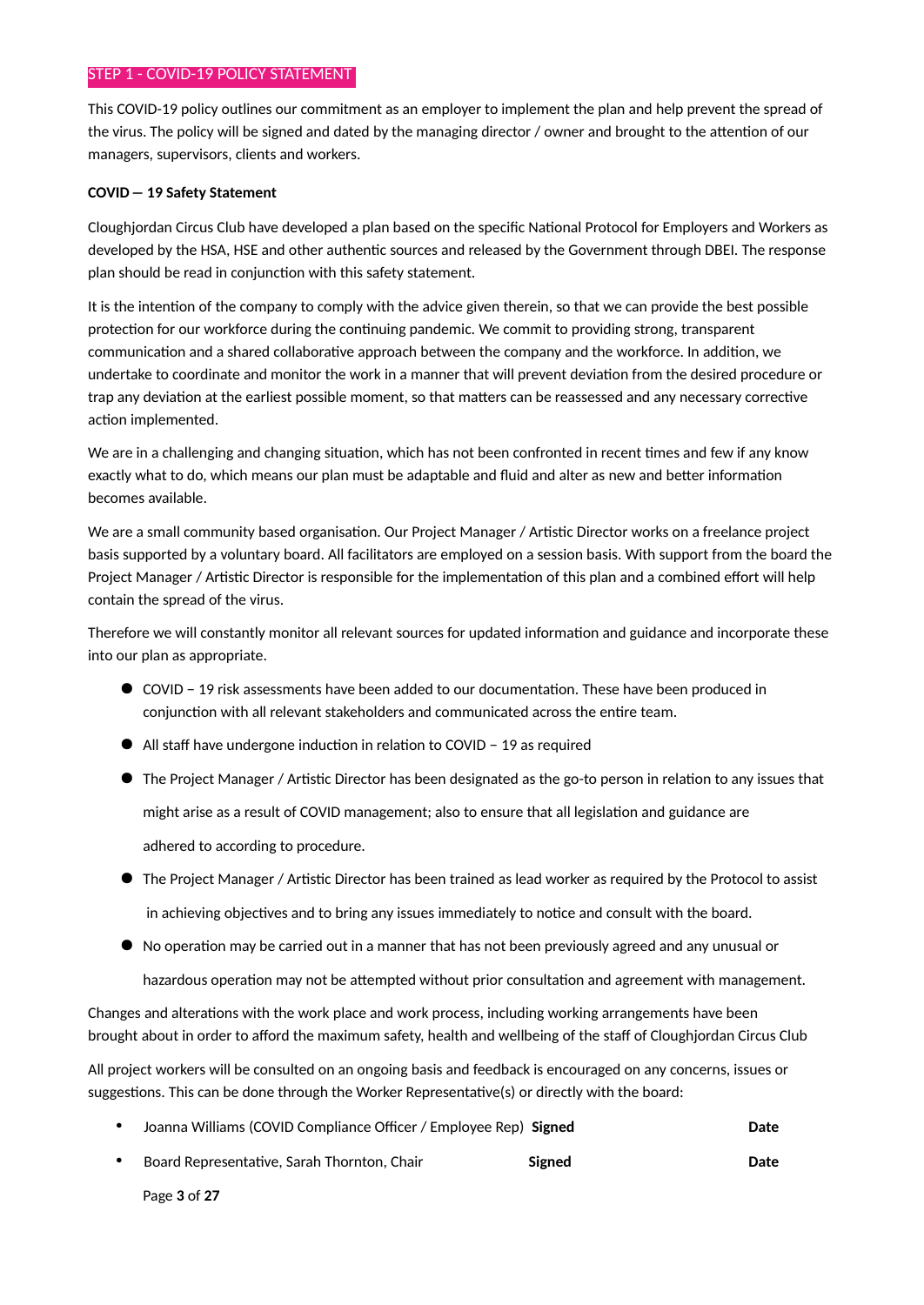## STEP 1 - COVID-19 POLICY STATEMENT

This COVID-19 policy outlines our commitment as an employer to implement the plan and help prevent the spread of the virus. The policy will be signed and dated by the managing director / owner and brought to the attention of our managers, supervisors, clients and workers.

**COVID — 19 Safety Statement**

Cloughjordan Circus Club have developed a plan based on the specific National Protocol for Employers and Workers as developed by the HSA, HSE and other authentic sources and released by the Government through DBEI. The response plan should be read in conjunction with this safety statement.

It is the intention of the company to comply with the advice given therein, so that we can provide the best possible protection for our workforce during the continuing pandemic. We commit to providing strong, transparent communication and a shared collaborative approach between the company and the workforce. In addition, we undertake to coordinate and monitor the work in a manner that will prevent deviation from the desired procedure or trap any deviation at the earliest possible moment, so that matters can be reassessed and any necessary corrective action implemented.

We are in a challenging and changing situation, which has not been confronted in recent times and few if any know exactly what to do, which means our plan must be adaptable and fluid and alter as new and better information becomes available.

We are a small community based organisation. Our Project Manager / Artistic Director works on a freelance project basis supported by a voluntary board. All facilitators are employed on a session basis. With support from the board the Project Manager / Artistic Director is responsible for the implementation of this plan and a combined effort will help contain the spread of the virus.

Therefore we will constantly monitor all relevant sources for updated information and guidance and incorporate these into our plan as appropriate.

- COVID – 19 risk assessments have been added to our documentation. These have been produced in conjunction with all relevant stakeholders and communicated across the entire team.
- All staff have undergone induction in relation to COVID – 19 as required
- The Project Manager / Artistic Director has been designated as the go-to person in relation to any issues that might arise as a result of COVID management; also to ensure that all legislation and guidance are adhered to according to procedure.
- The Project Manager / Artistic Director has been trained as lead worker as required by the Protocol to assist in achieving objectives and to bring any issues immediately to notice and consult with the board.
- No operation may be carried out in a manner that has not been previously agreed and any unusual or hazardous operation may not be attempted without prior consultation and agreement with management.

Changes and alterations with the work place and work process, including working arrangements have been brought about in order to afford the maximum safety, health and wellbeing of the staff of Cloughjordan Circus Club

All project workers will be consulted on an ongoing basis and feedback is encouraged on any concerns, issues or suggestions. This can be done through the Worker Representative(s) or directly with the board:

- Joanna Williams (COVID Compliance Officer / Employee Rep) **Signed** **Date**
- Board Representative, Sarah Thornton, Chair **Signed** **Date**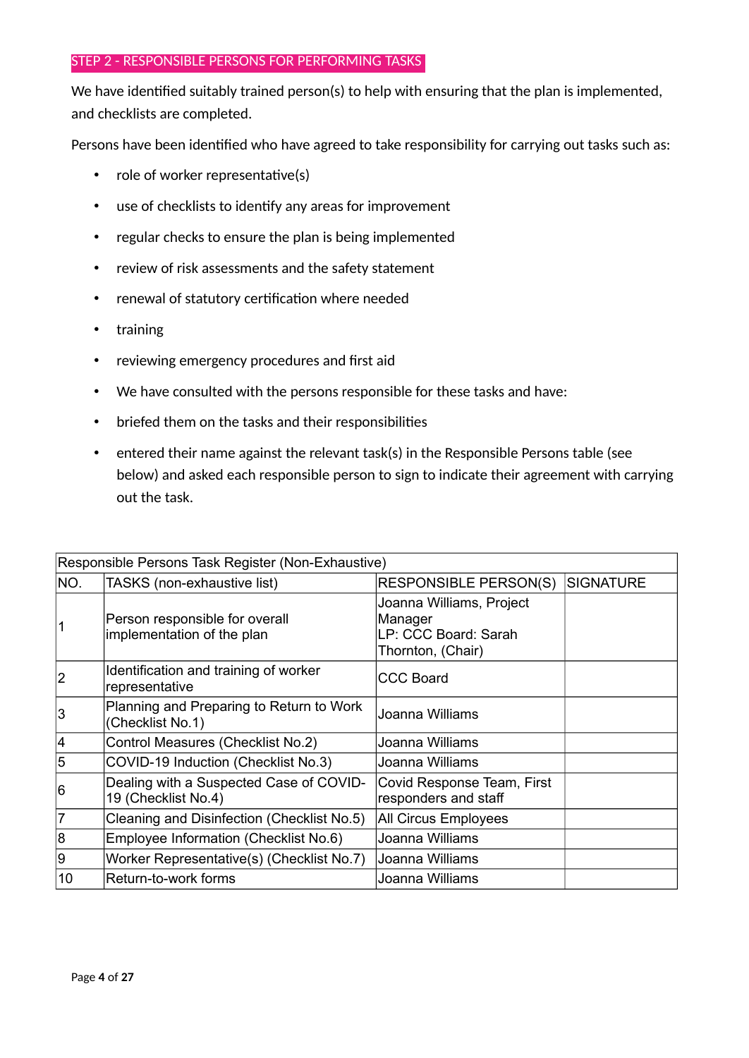## STEP 2 - RESPONSIBLE PERSONS FOR PERFORMING TASKS

We have identified suitably trained person(s) to help with ensuring that the plan is implemented, and checklists are completed.

Persons have been identified who have agreed to take responsibility for carrying out tasks such as:

- role of worker representative(s)
- use of checklists to identify any areas for improvement
- regular checks to ensure the plan is being implemented
- review of risk assessments and the safety statement
- renewal of statutory certification where needed
- training
- reviewing emergency procedures and first aid
- We have consulted with the persons responsible for these tasks and have:
- briefed them on the tasks and their responsibilities
- entered their name against the relevant task(s) in the Responsible Persons table (see below) and asked each responsible person to sign to indicate their agreement with carrying out the task.

| Responsible Persons Task Register (Non-Exhaustive) | | | |
|---|---|---|---|
| NO. | TASKS (non-exhaustive list) | RESPONSIBLE PERSON(S) | SIGNATURE |
| 1 | Person responsible for overall implementation of the plan | Joanna Williams, Project Manager<br>LP: CCC Board: Sarah Thornton, (Chair) | |
| 2 | Identification and training of worker representative | CCC Board | |
| 3 | Planning and Preparing to Return to Work (Checklist No.1) | Joanna Williams | |
| 4 | Control Measures (Checklist No.2) | Joanna Williams | |
| 5 | COVID-19 Induction (Checklist No.3) | Joanna Williams | |
| 6 | Dealing with a Suspected Case of COVID-19 (Checklist No.4) | Covid Response Team, First responders and staff | |
| 7 | Cleaning and Disinfection (Checklist No.5) | All Circus Employees | |
| 8 | Employee Information (Checklist No.6) | Joanna Williams | |
| 9 | Worker Representative(s) (Checklist No.7) | Joanna Williams | |
| 10 | Return-to-work forms | Joanna Williams | |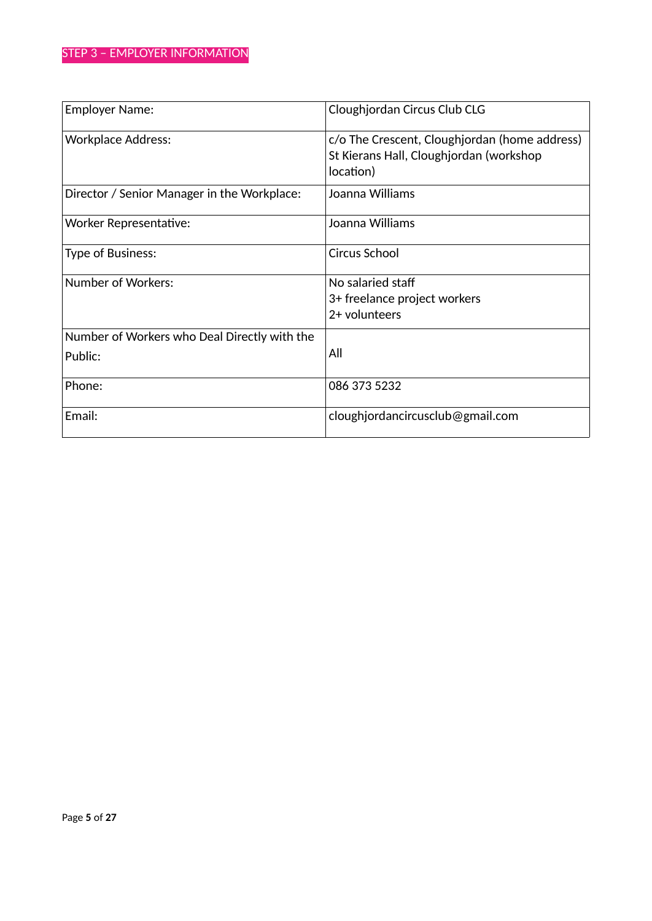## STEP 3 – EMPLOYER INFORMATION

| | |
|---|---|
| Employer Name: | Cloughjordan Circus Club CLG |
| Workplace Address: | c/o The Crescent, Cloughjordan (home address)<br>St Kierans Hall, Cloughjordan (workshop location) |
| Director / Senior Manager in the Workplace: | Joanna Williams |
| Worker Representative: | Joanna Williams |
| Type of Business: | Circus School |
| Number of Workers: | No salaried staff<br>3+ freelance project workers<br>2+ volunteers |
| Number of Workers who Deal Directly with the Public: | All |
| Phone: | 086 373 5232 |
| Email: | cloughjordancircusclub@gmail.com |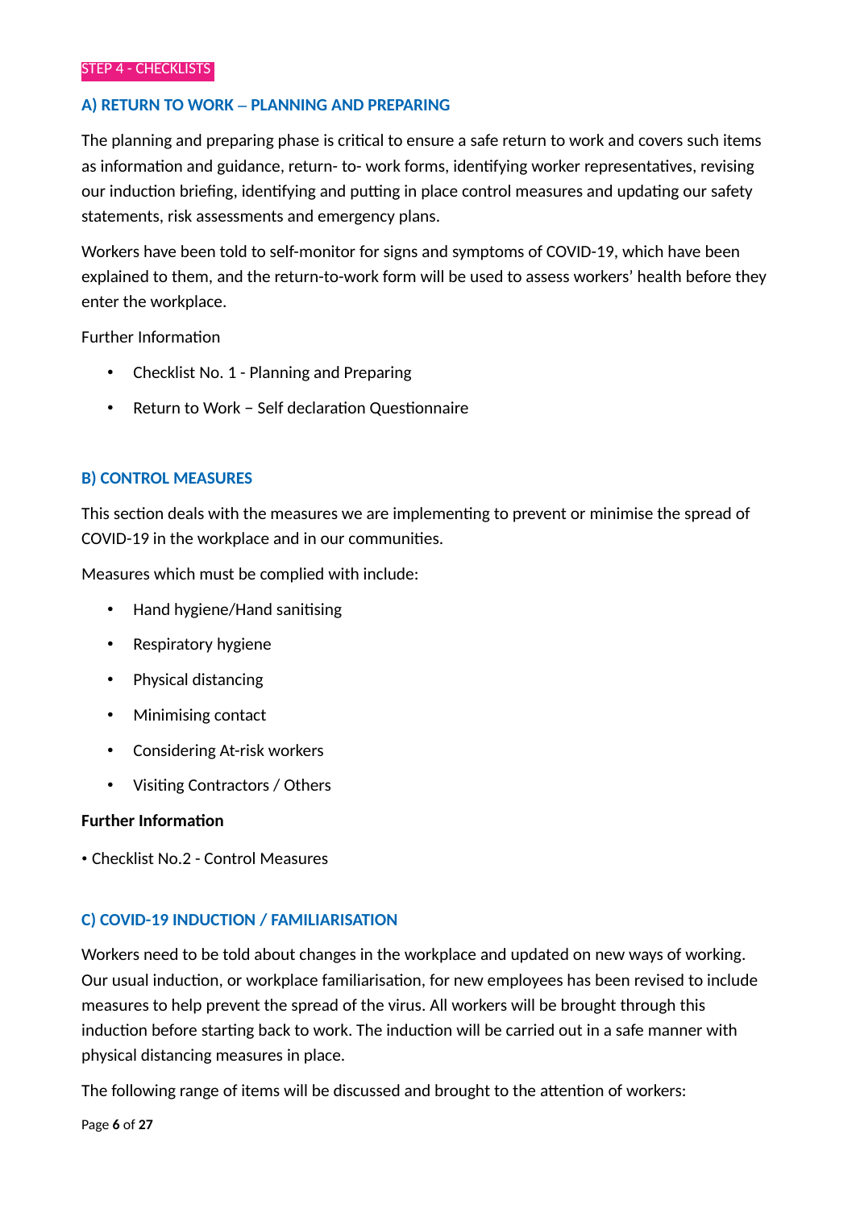STEP 4 - CHECKLISTS

### A) RETURN TO WORK – PLANNING AND PREPARING

The planning and preparing phase is critical to ensure a safe return to work and covers such items as information and guidance, return- to- work forms, identifying worker representatives, revising our induction briefing, identifying and putting in place control measures and updating our safety statements, risk assessments and emergency plans.

Workers have been told to self-monitor for signs and symptoms of COVID-19, which have been explained to them, and the return-to-work form will be used to assess workers' health before they enter the workplace.

Further Information

- Checklist No. 1 - Planning and Preparing
- Return to Work – Self declaration Questionnaire

### B) CONTROL MEASURES

This section deals with the measures we are implementing to prevent or minimise the spread of COVID-19 in the workplace and in our communities.

Measures which must be complied with include:

- Hand hygiene/Hand sanitising
- Respiratory hygiene
- Physical distancing
- Minimising contact
- Considering At-risk workers
- Visiting Contractors / Others

**Further Information**

- Checklist No.2 - Control Measures

### C) COVID-19 INDUCTION / FAMILIARISATION

Workers need to be told about changes in the workplace and updated on new ways of working. Our usual induction, or workplace familiarisation, for new employees has been revised to include measures to help prevent the spread of the virus. All workers will be brought through this induction before starting back to work. The induction will be carried out in a safe manner with physical distancing measures in place.

The following range of items will be discussed and brought to the attention of workers: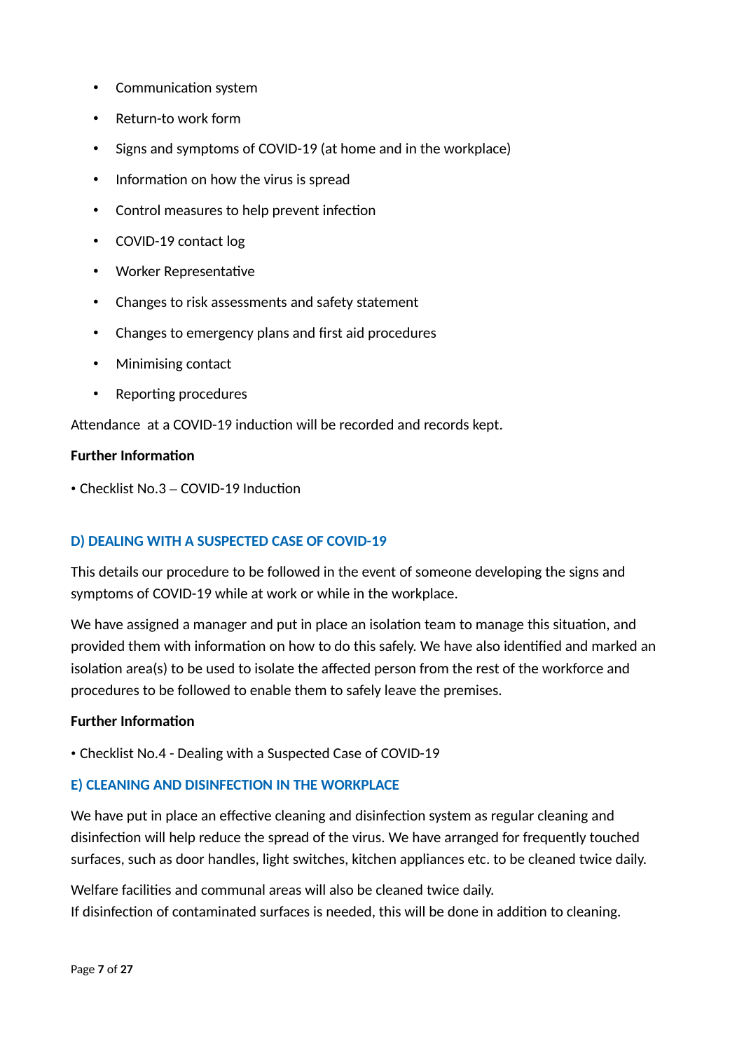- Communication system
- Return-to work form
- Signs and symptoms of COVID-19 (at home and in the workplace)
- Information on how the virus is spread
- Control measures to help prevent infection
- COVID-19 contact log
- Worker Representative
- Changes to risk assessments and safety statement
- Changes to emergency plans and first aid procedures
- Minimising contact
- Reporting procedures

Attendance at a COVID-19 induction will be recorded and records kept.

**Further Information**

• Checklist No.3 – COVID-19 Induction

## D) DEALING WITH A SUSPECTED CASE OF COVID-19

This details our procedure to be followed in the event of someone developing the signs and symptoms of COVID-19 while at work or while in the workplace.

We have assigned a manager and put in place an isolation team to manage this situation, and provided them with information on how to do this safely. We have also identified and marked an isolation area(s) to be used to isolate the affected person from the rest of the workforce and procedures to be followed to enable them to safely leave the premises.

**Further Information**

• Checklist No.4 - Dealing with a Suspected Case of COVID-19

## E) CLEANING AND DISINFECTION IN THE WORKPLACE

We have put in place an effective cleaning and disinfection system as regular cleaning and disinfection will help reduce the spread of the virus. We have arranged for frequently touched surfaces, such as door handles, light switches, kitchen appliances etc. to be cleaned twice daily.

Welfare facilities and communal areas will also be cleaned twice daily.
If disinfection of contaminated surfaces is needed, this will be done in addition to cleaning.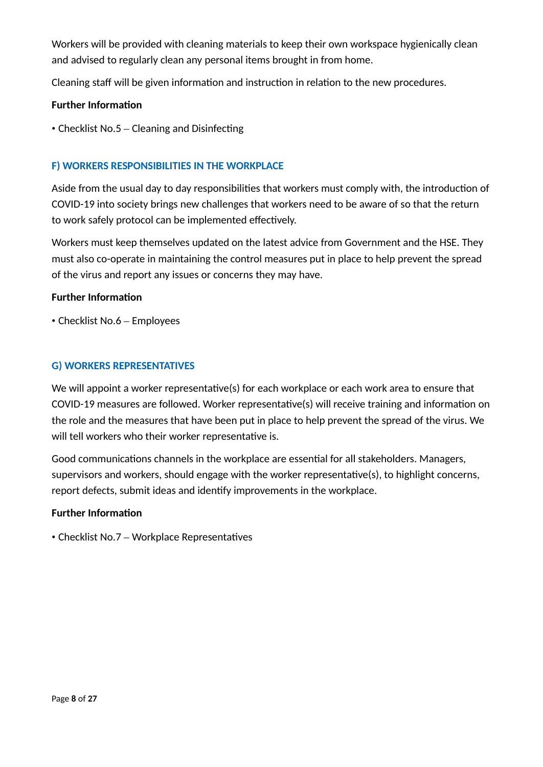Workers will be provided with cleaning materials to keep their own workspace hygienically clean and advised to regularly clean any personal items brought in from home.

Cleaning staff will be given information and instruction in relation to the new procedures.

**Further Information**

- Checklist No.5 – Cleaning and Disinfecting

## F) WORKERS RESPONSIBILITIES IN THE WORKPLACE

Aside from the usual day to day responsibilities that workers must comply with, the introduction of COVID-19 into society brings new challenges that workers need to be aware of so that the return to work safely protocol can be implemented effectively.

Workers must keep themselves updated on the latest advice from Government and the HSE. They must also co-operate in maintaining the control measures put in place to help prevent the spread of the virus and report any issues or concerns they may have.

**Further Information**

- Checklist No.6 – Employees

## G) WORKERS REPRESENTATIVES

We will appoint a worker representative(s) for each workplace or each work area to ensure that COVID-19 measures are followed. Worker representative(s) will receive training and information on the role and the measures that have been put in place to help prevent the spread of the virus. We will tell workers who their worker representative is.

Good communications channels in the workplace are essential for all stakeholders. Managers, supervisors and workers, should engage with the worker representative(s), to highlight concerns, report defects, submit ideas and identify improvements in the workplace.

**Further Information**

- Checklist No.7 – Workplace Representatives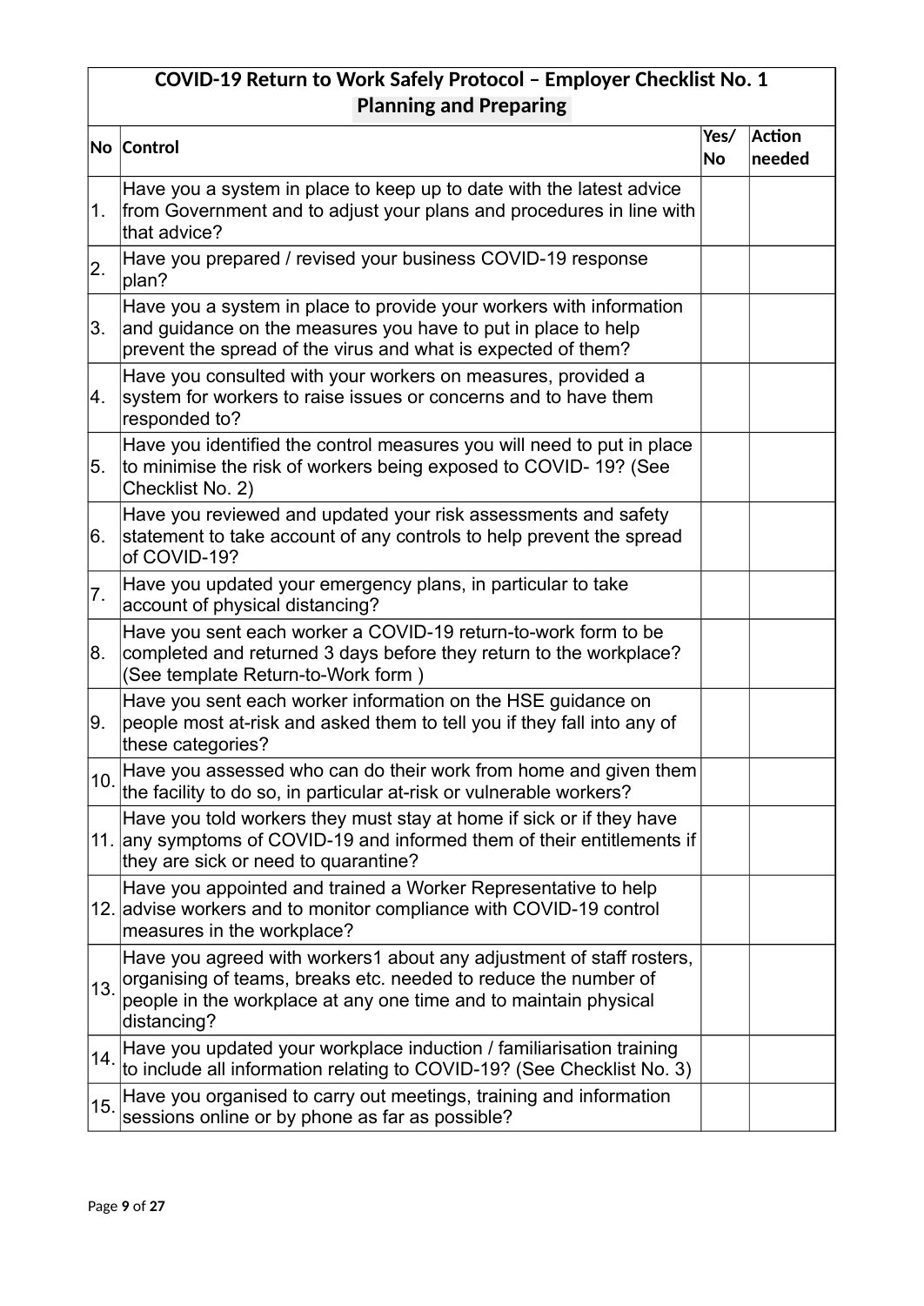## COVID-19 Return to Work Safely Protocol – Employer Checklist No. 1 Planning and Preparing

| No | Control | Yes/ No | Action needed |
|---|---|---|---|
| 1. | Have you a system in place to keep up to date with the latest advice from Government and to adjust your plans and procedures in line with that advice? | | |
| 2. | Have you prepared / revised your business COVID-19 response plan? | | |
| 3. | Have you a system in place to provide your workers with information and guidance on the measures you have to put in place to help prevent the spread of the virus and what is expected of them? | | |
| 4. | Have you consulted with your workers on measures, provided a system for workers to raise issues or concerns and to have them responded to? | | |
| 5. | Have you identified the control measures you will need to put in place to minimise the risk of workers being exposed to COVID- 19? (See Checklist No. 2) | | |
| 6. | Have you reviewed and updated your risk assessments and safety statement to take account of any controls to help prevent the spread of COVID-19? | | |
| 7. | Have you updated your emergency plans, in particular to take account of physical distancing? | | |
| 8. | Have you sent each worker a COVID-19 return-to-work form to be completed and returned 3 days before they return to the workplace? (See template Return-to-Work form ) | | |
| 9. | Have you sent each worker information on the HSE guidance on people most at-risk and asked them to tell you if they fall into any of these categories? | | |
| 10. | Have you assessed who can do their work from home and given them the facility to do so, in particular at-risk or vulnerable workers? | | |
| 11. | Have you told workers they must stay at home if sick or if they have any symptoms of COVID-19 and informed them of their entitlements if they are sick or need to quarantine? | | |
| 12. | Have you appointed and trained a Worker Representative to help advise workers and to monitor compliance with COVID-19 control measures in the workplace? | | |
| 13. | Have you agreed with workers[1] about any adjustment of staff rosters, organising of teams, breaks etc. needed to reduce the number of people in the workplace at any one time and to maintain physical distancing? | | |
| 14. | Have you updated your workplace induction / familiarisation training to include all information relating to COVID-19? (See Checklist No. 3) | | |
| 15. | Have you organised to carry out meetings, training and information sessions online or by phone as far as possible? | | |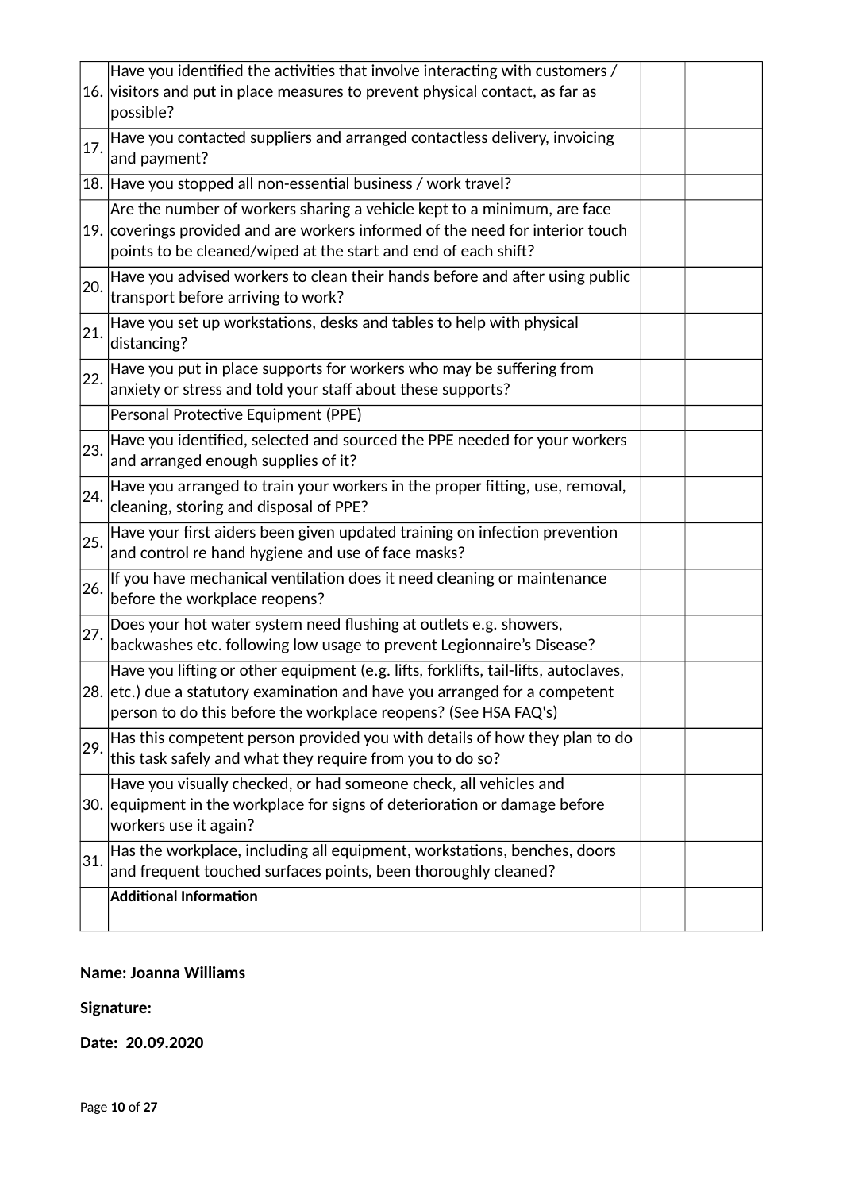| | | | |
|---|---|---|---|
| 16. | Have you identified the activities that involve interacting with customers / visitors and put in place measures to prevent physical contact, as far as possible? | | |
| 17. | Have you contacted suppliers and arranged contactless delivery, invoicing and payment? | | |
| 18. | Have you stopped all non-essential business / work travel? | | |
| 19. | Are the number of workers sharing a vehicle kept to a minimum, are face coverings provided and are workers informed of the need for interior touch points to be cleaned/wiped at the start and end of each shift? | | |
| 20. | Have you advised workers to clean their hands before and after using public transport before arriving to work? | | |
| 21. | Have you set up workstations, desks and tables to help with physical distancing? | | |
| 22. | Have you put in place supports for workers who may be suffering from anxiety or stress and told your staff about these supports? | | |
| | Personal Protective Equipment (PPE) | | |
| 23. | Have you identified, selected and sourced the PPE needed for your workers and arranged enough supplies of it? | | |
| 24. | Have you arranged to train your workers in the proper fitting, use, removal, cleaning, storing and disposal of PPE? | | |
| 25. | Have your first aiders been given updated training on infection prevention and control re hand hygiene and use of face masks? | | |
| 26. | If you have mechanical ventilation does it need cleaning or maintenance before the workplace reopens? | | |
| 27. | Does your hot water system need flushing at outlets e.g. showers, backwashes etc. following low usage to prevent Legionnaire's Disease? | | |
| 28. | Have you lifting or other equipment (e.g. lifts, forklifts, tail-lifts, autoclaves, etc.) due a statutory examination and have you arranged for a competent person to do this before the workplace reopens? (See HSA FAQ's) | | |
| 29. | Has this competent person provided you with details of how they plan to do this task safely and what they require from you to do so? | | |
| 30. | Have you visually checked, or had someone check, all vehicles and equipment in the workplace for signs of deterioration or damage before workers use it again? | | |
| 31. | Has the workplace, including all equipment, workstations, benches, doors and frequent touched surfaces points, been thoroughly cleaned? | | |
| | **Additional Information** | | |

**Name: Joanna Williams**

**Signature:**

**Date: 20.09.2020**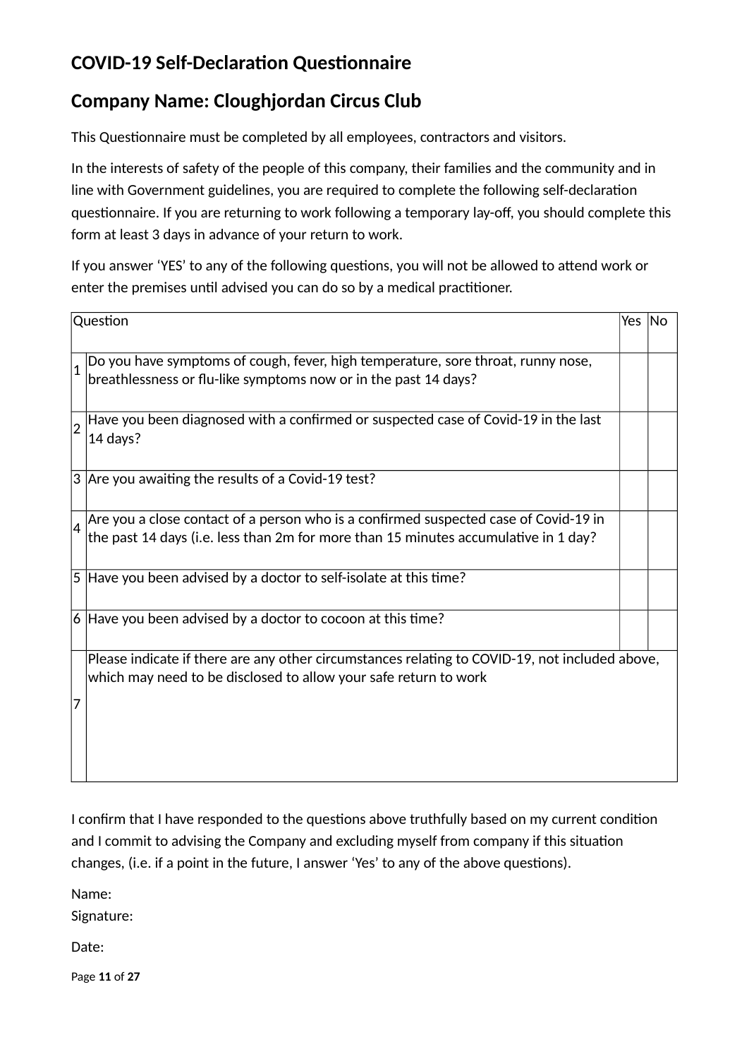## COVID-19 Self-Declaration Questionnaire

## Company Name: Cloughjordan Circus Club

This Questionnaire must be completed by all employees, contractors and visitors.

In the interests of safety of the people of this company, their families and the community and in line with Government guidelines, you are required to complete the following self-declaration questionnaire. If you are returning to work following a temporary lay-off, you should complete this form at least 3 days in advance of your return to work.

If you answer 'YES' to any of the following questions, you will not be allowed to attend work or enter the premises until advised you can do so by a medical practitioner.

| Question | | Yes | No |
|---|---|---|---|
| 1 | Do you have symptoms of cough, fever, high temperature, sore throat, runny nose, breathlessness or flu-like symptoms now or in the past 14 days? | | |
| 2 | Have you been diagnosed with a confirmed or suspected case of Covid-19 in the last 14 days? | | |
| 3 | Are you awaiting the results of a Covid-19 test? | | |
| 4 | Are you a close contact of a person who is a confirmed suspected case of Covid-19 in the past 14 days (i.e. less than 2m for more than 15 minutes accumulative in 1 day? | | |
| 5 | Have you been advised by a doctor to self-isolate at this time? | | |
| 6 | Have you been advised by a doctor to cocoon at this time? | | |
| 7 | Please indicate if there are any other circumstances relating to COVID-19, not included above, which may need to be disclosed to allow your safe return to work | | |

I confirm that I have responded to the questions above truthfully based on my current condition and I commit to advising the Company and excluding myself from company if this situation changes, (i.e. if a point in the future, I answer 'Yes' to any of the above questions).

Name:
Signature:

Date: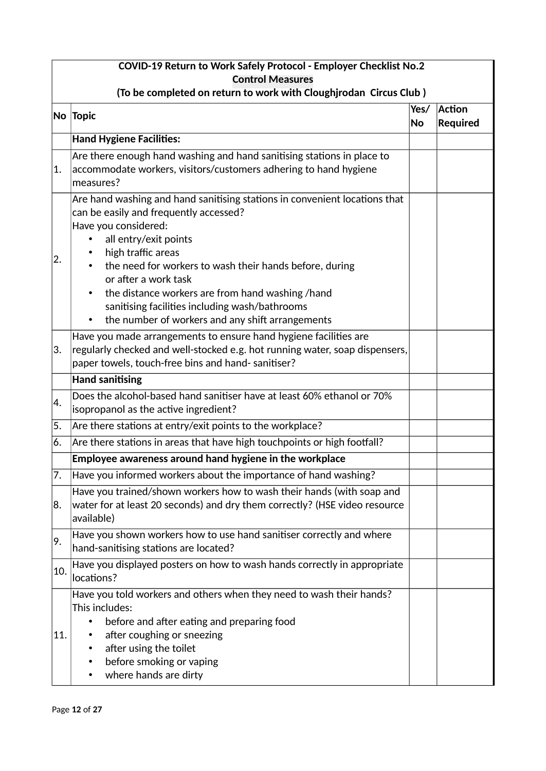| COVID-19 Return to Work Safely Protocol - Employer Checklist No.2<br>**Control Measures**<br>(To be completed on return to work with Cloughjrodan  Circus Club ) | | | |
|---|---|---|---|
| **No** | **Topic** | **Yes/ No** | **Action Required** |
| | **Hand Hygiene Facilities:** | | |
| 1. | Are there enough hand washing and hand sanitising stations in place to accommodate workers, visitors/customers adhering to hand hygiene measures? | | |
| 2. | Are hand washing and hand sanitising stations in convenient locations that can be easily and frequently accessed?<br>Have you considered:<br>• all entry/exit points<br>• high traffic areas<br>• the need for workers to wash their hands before, during or after a work task<br>• the distance workers are from hand washing /hand sanitising facilities including wash/bathrooms<br>• the number of workers and any shift arrangements | | |
| 3. | Have you made arrangements to ensure hand hygiene facilities are regularly checked and well-stocked e.g. hot running water, soap dispensers, paper towels, touch-free bins and hand- sanitiser? | | |
| | **Hand sanitising** | | |
| 4. | Does the alcohol-based hand sanitiser have at least 60% ethanol or 70% isopropanol as the active ingredient? | | |
| 5. | Are there stations at entry/exit points to the workplace? | | |
| 6. | Are there stations in areas that have high touchpoints or high footfall? | | |
| | **Employee awareness around hand hygiene in the workplace** | | |
| 7. | Have you informed workers about the importance of hand washing? | | |
| 8. | Have you trained/shown workers how to wash their hands (with soap and water for at least 20 seconds) and dry them correctly? (HSE video resource available) | | |
| 9. | Have you shown workers how to use hand sanitiser correctly and where hand-sanitising stations are located? | | |
| 10. | Have you displayed posters on how to wash hands correctly in appropriate locations? | | |
| 11. | Have you told workers and others when they need to wash their hands? This includes:<br>• before and after eating and preparing food<br>• after coughing or sneezing<br>• after using the toilet<br>• before smoking or vaping<br>• where hands are dirty | | |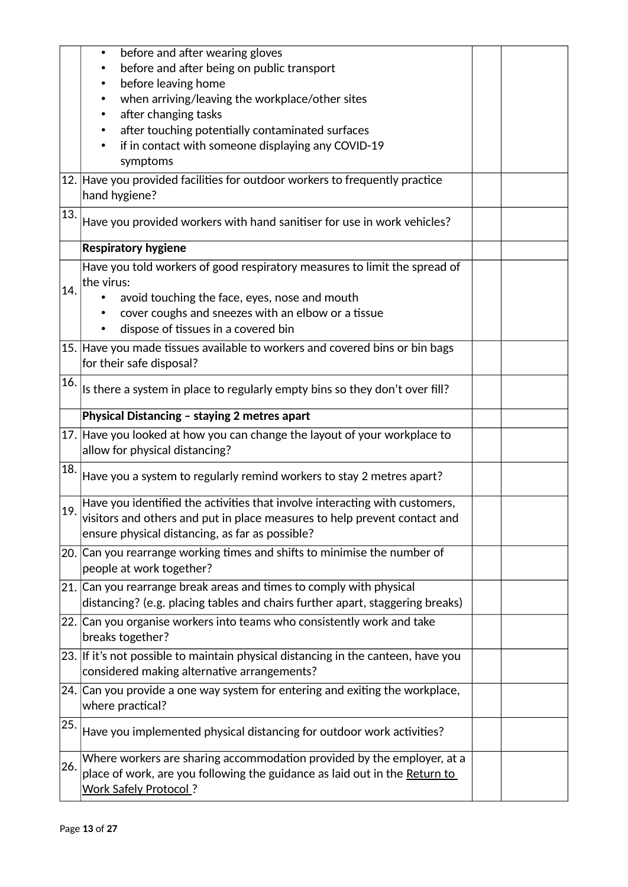| | | | |
|---|---|---|---|
| | • before and after wearing gloves<br>• before and after being on public transport<br>• before leaving home<br>• when arriving/leaving the workplace/other sites<br>• after changing tasks<br>• after touching potentially contaminated surfaces<br>• if in contact with someone displaying any COVID-19 symptoms | | |
| 12. | Have you provided facilities for outdoor workers to frequently practice hand hygiene? | | |
| 13. | Have you provided workers with hand sanitiser for use in work vehicles? | | |
| | **Respiratory hygiene** | | |
| 14. | Have you told workers of good respiratory measures to limit the spread of the virus:<br>• avoid touching the face, eyes, nose and mouth<br>• cover coughs and sneezes with an elbow or a tissue<br>• dispose of tissues in a covered bin | | |
| 15. | Have you made tissues available to workers and covered bins or bin bags for their safe disposal? | | |
| 16. | Is there a system in place to regularly empty bins so they don't over fill? | | |
| | **Physical Distancing – staying 2 metres apart** | | |
| 17. | Have you looked at how you can change the layout of your workplace to allow for physical distancing? | | |
| 18. | Have you a system to regularly remind workers to stay 2 metres apart? | | |
| 19. | Have you identified the activities that involve interacting with customers, visitors and others and put in place measures to help prevent contact and ensure physical distancing, as far as possible? | | |
| 20. | Can you rearrange working times and shifts to minimise the number of people at work together? | | |
| 21. | Can you rearrange break areas and times to comply with physical distancing? (e.g. placing tables and chairs further apart, staggering breaks) | | |
| 22. | Can you organise workers into teams who consistently work and take breaks together? | | |
| 23. | If it's not possible to maintain physical distancing in the canteen, have you considered making alternative arrangements? | | |
| 24. | Can you provide a one way system for entering and exiting the workplace, where practical? | | |
| 25. | Have you implemented physical distancing for outdoor work activities? | | |
| 26. | Where workers are sharing accommodation provided by the employer, at a place of work, are you following the guidance as laid out in the Return to Work Safely Protocol ? | | |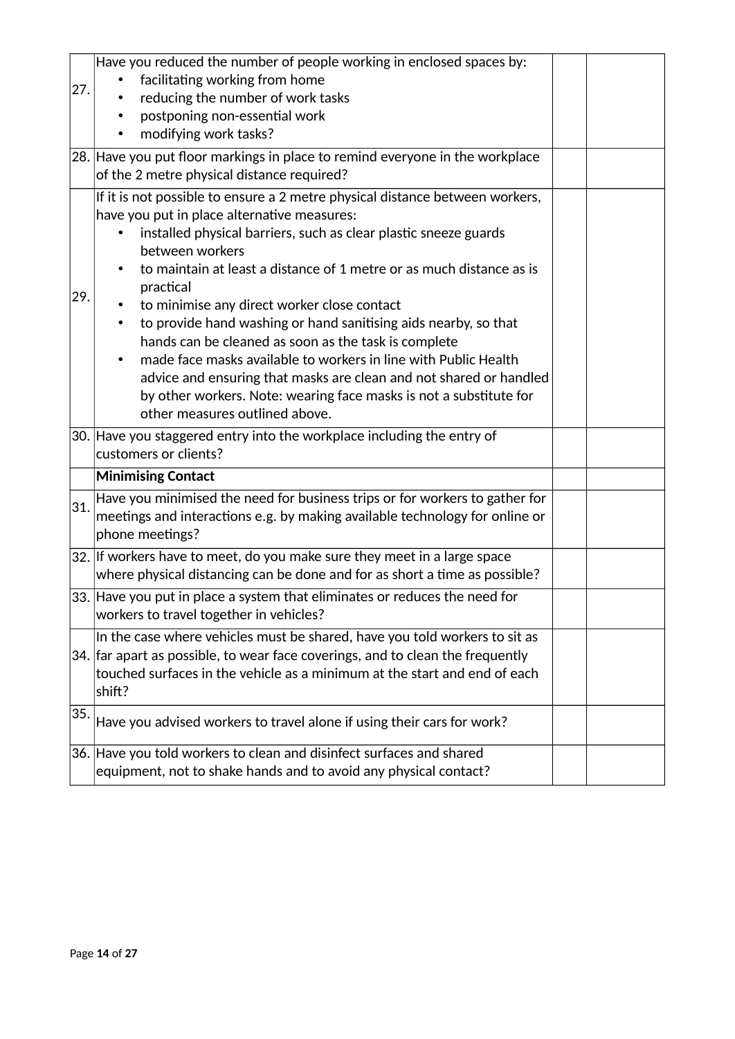| | | | |
|---|---|---|---|
| 27. | Have you reduced the number of people working in enclosed spaces by:<br>• facilitating working from home<br>• reducing the number of work tasks<br>• postponing non-essential work<br>• modifying work tasks? | | |
| 28. | Have you put floor markings in place to remind everyone in the workplace of the 2 metre physical distance required? | | |
| 29. | If it is not possible to ensure a 2 metre physical distance between workers, have you put in place alternative measures:<br>• installed physical barriers, such as clear plastic sneeze guards between workers<br>• to maintain at least a distance of 1 metre or as much distance as is practical<br>• to minimise any direct worker close contact<br>• to provide hand washing or hand sanitising aids nearby, so that hands can be cleaned as soon as the task is complete<br>• made face masks available to workers in line with Public Health advice and ensuring that masks are clean and not shared or handled by other workers. Note: wearing face masks is not a substitute for other measures outlined above. | | |
| 30. | Have you staggered entry into the workplace including the entry of customers or clients? | | |
| | **Minimising Contact** | | |
| 31. | Have you minimised the need for business trips or for workers to gather for meetings and interactions e.g. by making available technology for online or phone meetings? | | |
| 32. | If workers have to meet, do you make sure they meet in a large space where physical distancing can be done and for as short a time as possible? | | |
| 33. | Have you put in place a system that eliminates or reduces the need for workers to travel together in vehicles? | | |
| 34. | In the case where vehicles must be shared, have you told workers to sit as far apart as possible, to wear face coverings, and to clean the frequently touched surfaces in the vehicle as a minimum at the start and end of each shift? | | |
| 35. | Have you advised workers to travel alone if using their cars for work? | | |
| 36. | Have you told workers to clean and disinfect surfaces and shared equipment, not to shake hands and to avoid any physical contact? | | |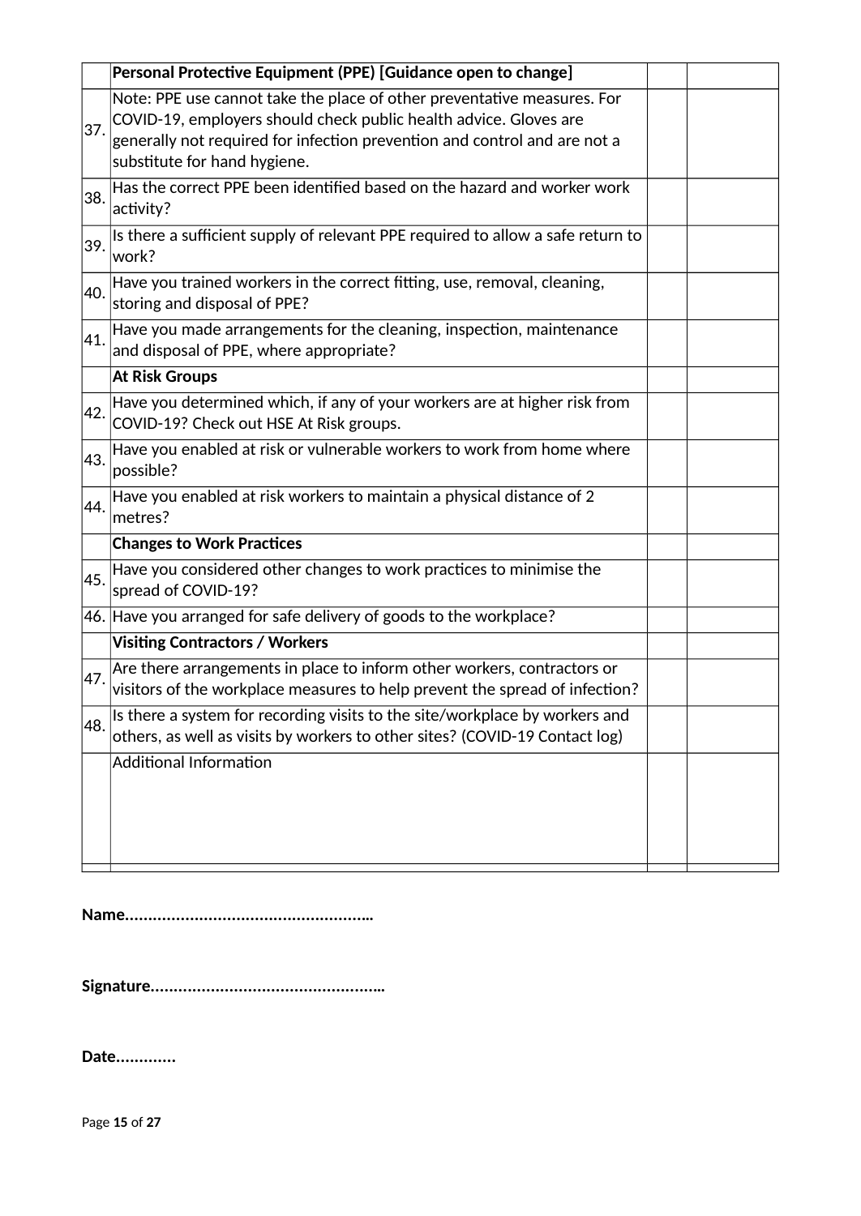| | **Personal Protective Equipment (PPE) [Guidance open to change]** | | |
|---|---|---|---|
| 37. | Note: PPE use cannot take the place of other preventative measures. For COVID-19, employers should check public health advice. Gloves are generally not required for infection prevention and control and are not a substitute for hand hygiene. | | |
| 38. | Has the correct PPE been identified based on the hazard and worker work activity? | | |
| 39. | Is there a sufficient supply of relevant PPE required to allow a safe return to work? | | |
| 40. | Have you trained workers in the correct fitting, use, removal, cleaning, storing and disposal of PPE? | | |
| 41. | Have you made arrangements for the cleaning, inspection, maintenance and disposal of PPE, where appropriate? | | |
| | **At Risk Groups** | | |
| 42. | Have you determined which, if any of your workers are at higher risk from COVID-19? Check out HSE At Risk groups. | | |
| 43. | Have you enabled at risk or vulnerable workers to work from home where possible? | | |
| 44. | Have you enabled at risk workers to maintain a physical distance of 2 metres? | | |
| | **Changes to Work Practices** | | |
| 45. | Have you considered other changes to work practices to minimise the spread of COVID-19? | | |
| 46. | Have you arranged for safe delivery of goods to the workplace? | | |
| | **Visiting Contractors / Workers** | | |
| 47. | Are there arrangements in place to inform other workers, contractors or visitors of the workplace measures to help prevent the spread of infection? | | |
| 48. | Is there a system for recording visits to the site/workplace by workers and others, as well as visits by workers to other sites? (COVID-19 Contact log) | | |
| | Additional Information | | |
| | | | |

**Name.....................................................**

**Signature..................................................**

**Date.............**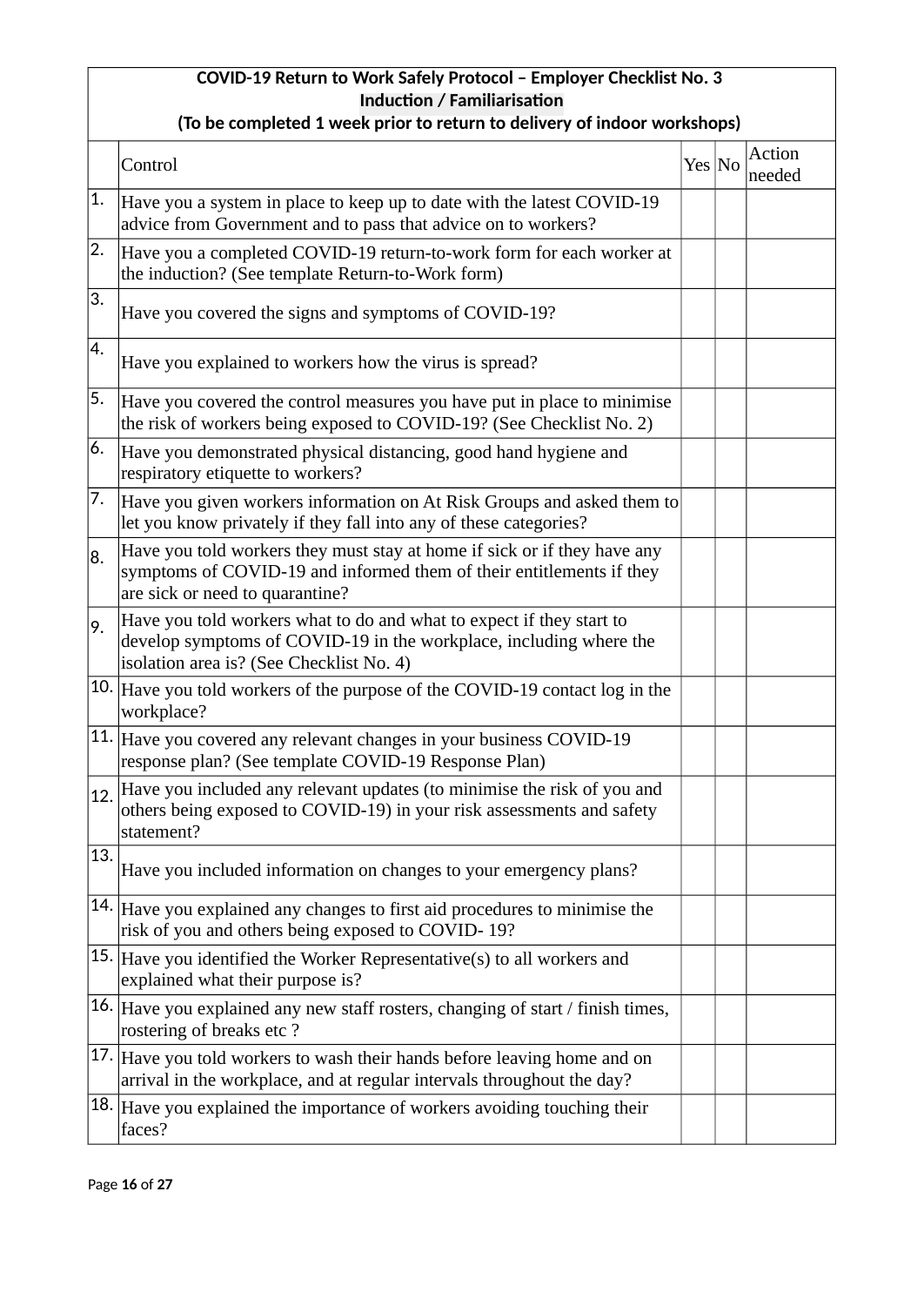| COVID-19 Return to Work Safely Protocol – Employer Checklist No. 3<br>**Induction / Familiarisation**<br>(To be completed 1 week prior to return to delivery of indoor workshops) | | | | |
|---|---|---|---|---|
| | Control | Yes | No | Action needed |
| 1. | Have you a system in place to keep up to date with the latest COVID-19 advice from Government and to pass that advice on to workers? | | | |
| 2. | Have you a completed COVID-19 return-to-work form for each worker at the induction? (See template Return-to-Work form) | | | |
| 3. | Have you covered the signs and symptoms of COVID-19? | | | |
| 4. | Have you explained to workers how the virus is spread? | | | |
| 5. | Have you covered the control measures you have put in place to minimise the risk of workers being exposed to COVID-19? (See Checklist No. 2) | | | |
| 6. | Have you demonstrated physical distancing, good hand hygiene and respiratory etiquette to workers? | | | |
| 7. | Have you given workers information on At Risk Groups and asked them to let you know privately if they fall into any of these categories? | | | |
| 8. | Have you told workers they must stay at home if sick or if they have any symptoms of COVID-19 and informed them of their entitlements if they are sick or need to quarantine? | | | |
| 9. | Have you told workers what to do and what to expect if they start to develop symptoms of COVID-19 in the workplace, including where the isolation area is? (See Checklist No. 4) | | | |
| 10. | Have you told workers of the purpose of the COVID-19 contact log in the workplace? | | | |
| 11. | Have you covered any relevant changes in your business COVID-19 response plan? (See template COVID-19 Response Plan) | | | |
| 12. | Have you included any relevant updates (to minimise the risk of you and others being exposed to COVID-19) in your risk assessments and safety statement? | | | |
| 13. | Have you included information on changes to your emergency plans? | | | |
| 14. | Have you explained any changes to first aid procedures to minimise the risk of you and others being exposed to COVID- 19? | | | |
| 15. | Have you identified the Worker Representative(s) to all workers and explained what their purpose is? | | | |
| 16. | Have you explained any new staff rosters, changing of start / finish times, rostering of breaks etc ? | | | |
| 17. | Have you told workers to wash their hands before leaving home and on arrival in the workplace, and at regular intervals throughout the day? | | | |
| 18. | Have you explained the importance of workers avoiding touching their faces? | | | |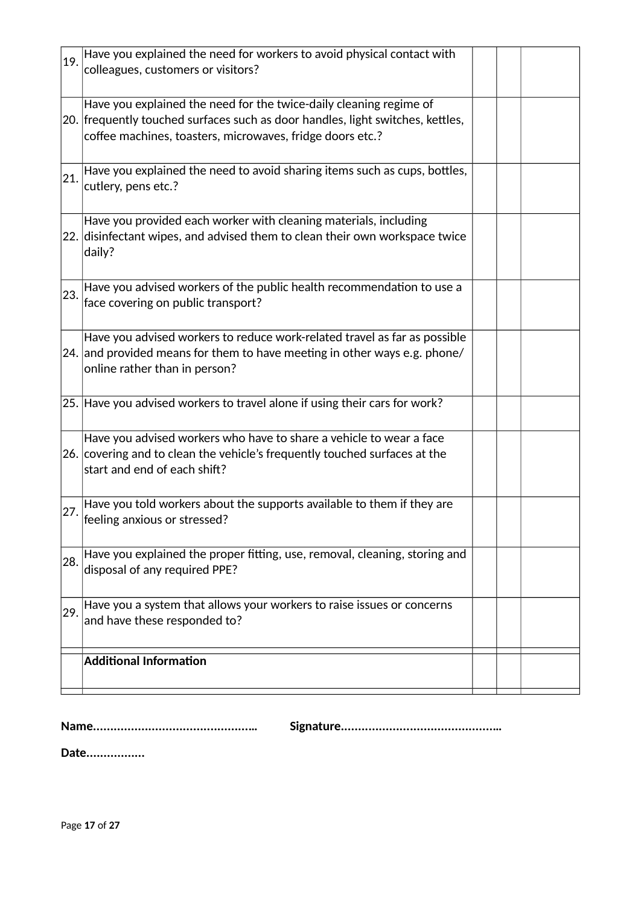| | | | | |
|---|---|---|---|---|
| 19. | Have you explained the need for workers to avoid physical contact with colleagues, customers or visitors? | | | |
| 20. | Have you explained the need for the twice-daily cleaning regime of frequently touched surfaces such as door handles, light switches, kettles, coffee machines, toasters, microwaves, fridge doors etc.? | | | |
| 21. | Have you explained the need to avoid sharing items such as cups, bottles, cutlery, pens etc.? | | | |
| 22. | Have you provided each worker with cleaning materials, including disinfectant wipes, and advised them to clean their own workspace twice daily? | | | |
| 23. | Have you advised workers of the public health recommendation to use a face covering on public transport? | | | |
| 24. | Have you advised workers to reduce work-related travel as far as possible and provided means for them to have meeting in other ways e.g. phone/ online rather than in person? | | | |
| 25. | Have you advised workers to travel alone if using their cars for work? | | | |
| 26. | Have you advised workers who have to share a vehicle to wear a face covering and to clean the vehicle's frequently touched surfaces at the start and end of each shift? | | | |
| 27. | Have you told workers about the supports available to them if they are feeling anxious or stressed? | | | |
| 28. | Have you explained the proper fitting, use, removal, cleaning, storing and disposal of any required PPE? | | | |
| 29. | Have you a system that allows your workers to raise issues or concerns and have these responded to? | | | |
| | | | | |
| | **Additional Information** | | | |
| | | | | |

**Name.............................................. Signature.............................................**

**Date.................**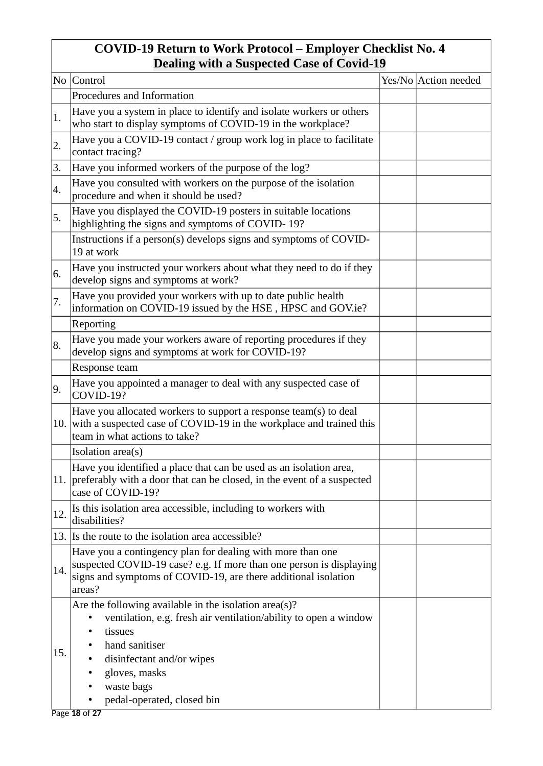| COVID-19 Return to Work Protocol – Employer Checklist No. 4 Dealing with a Suspected Case of Covid-19 | | | |
|---|---|---|---|
| No | Control | Yes/No | Action needed |
| | Procedures and Information | | |
| 1. | Have you a system in place to identify and isolate workers or others who start to display symptoms of COVID-19 in the workplace? | | |
| 2. | Have you a COVID-19 contact / group work log in place to facilitate contact tracing? | | |
| 3. | Have you informed workers of the purpose of the log? | | |
| 4. | Have you consulted with workers on the purpose of the isolation procedure and when it should be used? | | |
| 5. | Have you displayed the COVID-19 posters in suitable locations highlighting the signs and symptoms of COVID- 19? | | |
| | Instructions if a person(s) develops signs and symptoms of COVID-19 at work | | |
| 6. | Have you instructed your workers about what they need to do if they develop signs and symptoms at work? | | |
| 7. | Have you provided your workers with up to date public health information on COVID-19 issued by the HSE , HPSC and GOV.ie? | | |
| | Reporting | | |
| 8. | Have you made your workers aware of reporting procedures if they develop signs and symptoms at work for COVID-19? | | |
| | Response team | | |
| 9. | Have you appointed a manager to deal with any suspected case of COVID-19? | | |
| 10. | Have you allocated workers to support a response team(s) to deal with a suspected case of COVID-19 in the workplace and trained this team in what actions to take? | | |
| | Isolation area(s) | | |
| 11. | Have you identified a place that can be used as an isolation area, preferably with a door that can be closed, in the event of a suspected case of COVID-19? | | |
| 12. | Is this isolation area accessible, including to workers with disabilities? | | |
| 13. | Is the route to the isolation area accessible? | | |
| 14. | Have you a contingency plan for dealing with more than one suspected COVID-19 case? e.g. If more than one person is displaying signs and symptoms of COVID-19, are there additional isolation areas? | | |
| 15. | Are the following available in the isolation area(s)?<br>• ventilation, e.g. fresh air ventilation/ability to open a window<br>• tissues<br>• hand sanitiser<br>• disinfectant and/or wipes<br>• gloves, masks<br>• waste bags<br>• pedal-operated, closed bin | | |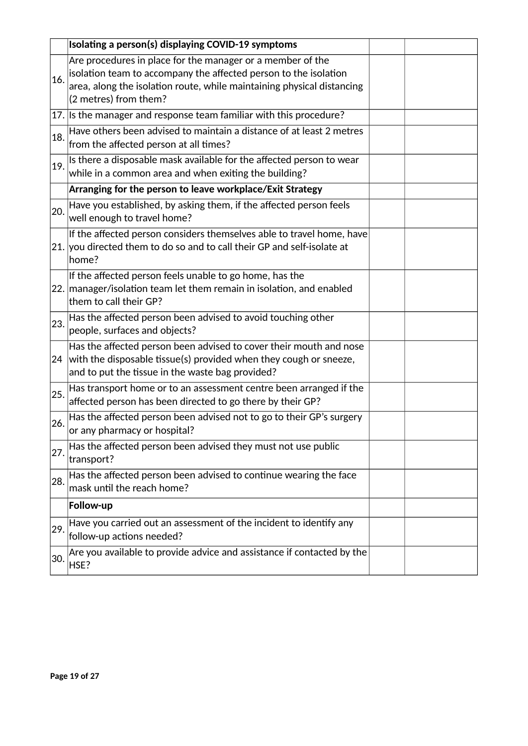| | Isolating a person(s) displaying COVID-19 symptoms | | |
|---|---|---|---|
| 16. | Are procedures in place for the manager or a member of the isolation team to accompany the affected person to the isolation area, along the isolation route, while maintaining physical distancing (2 metres) from them? | | |
| 17. | Is the manager and response team familiar with this procedure? | | |
| 18. | Have others been advised to maintain a distance of at least 2 metres from the affected person at all times? | | |
| 19. | Is there a disposable mask available for the affected person to wear while in a common area and when exiting the building? | | |
| | **Arranging for the person to leave workplace/Exit Strategy** | | |
| 20. | Have you established, by asking them, if the affected person feels well enough to travel home? | | |
| 21. | If the affected person considers themselves able to travel home, have you directed them to do so and to call their GP and self-isolate at home? | | |
| 22. | If the affected person feels unable to go home, has the manager/isolation team let them remain in isolation, and enabled them to call their GP? | | |
| 23. | Has the affected person been advised to avoid touching other people, surfaces and objects? | | |
| 24 | Has the affected person been advised to cover their mouth and nose with the disposable tissue(s) provided when they cough or sneeze, and to put the tissue in the waste bag provided? | | |
| 25. | Has transport home or to an assessment centre been arranged if the affected person has been directed to go there by their GP? | | |
| 26. | Has the affected person been advised not to go to their GP's surgery or any pharmacy or hospital? | | |
| 27. | Has the affected person been advised they must not use public transport? | | |
| 28. | Has the affected person been advised to continue wearing the face mask until the reach home? | | |
| | **Follow-up** | | |
| 29. | Have you carried out an assessment of the incident to identify any follow-up actions needed? | | |
| 30. | Are you available to provide advice and assistance if contacted by the HSE? | | |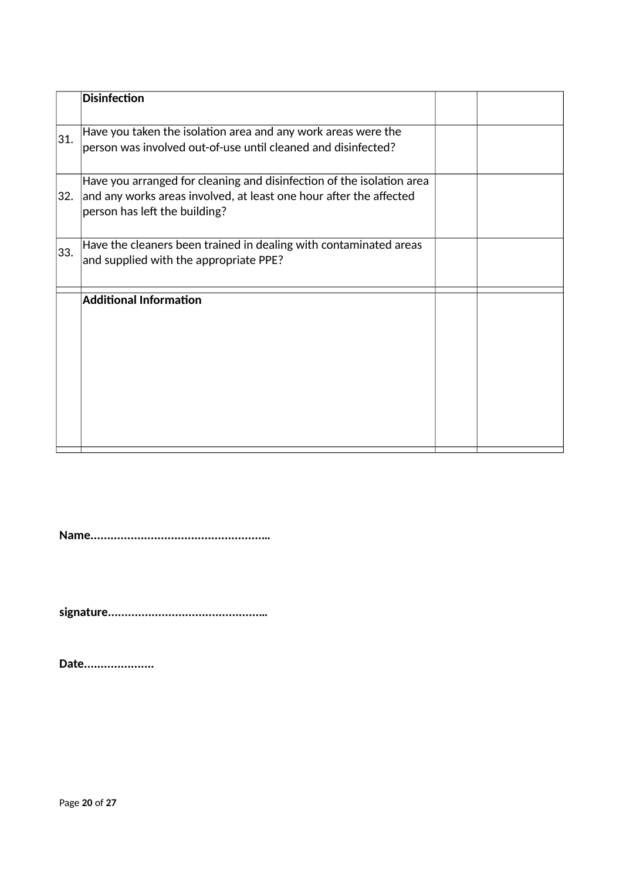|  | **Disinfection** |  |  |
|---|---|---|---|
| 31. | Have you taken the isolation area and any work areas were the person was involved out-of-use until cleaned and disinfected? |  |  |
| 32. | Have you arranged for cleaning and disinfection of the isolation area and any works areas involved, at least one hour after the affected person has left the building? |  |  |
| 33. | Have the cleaners been trained in dealing with contaminated areas and supplied with the appropriate PPE? |  |  |
|  |  |  |  |
|  | **Additional Information** |  |  |
|  |  |  |  |

**Name…………………………………………..**

**signature………………………………………..**

**Date………………..**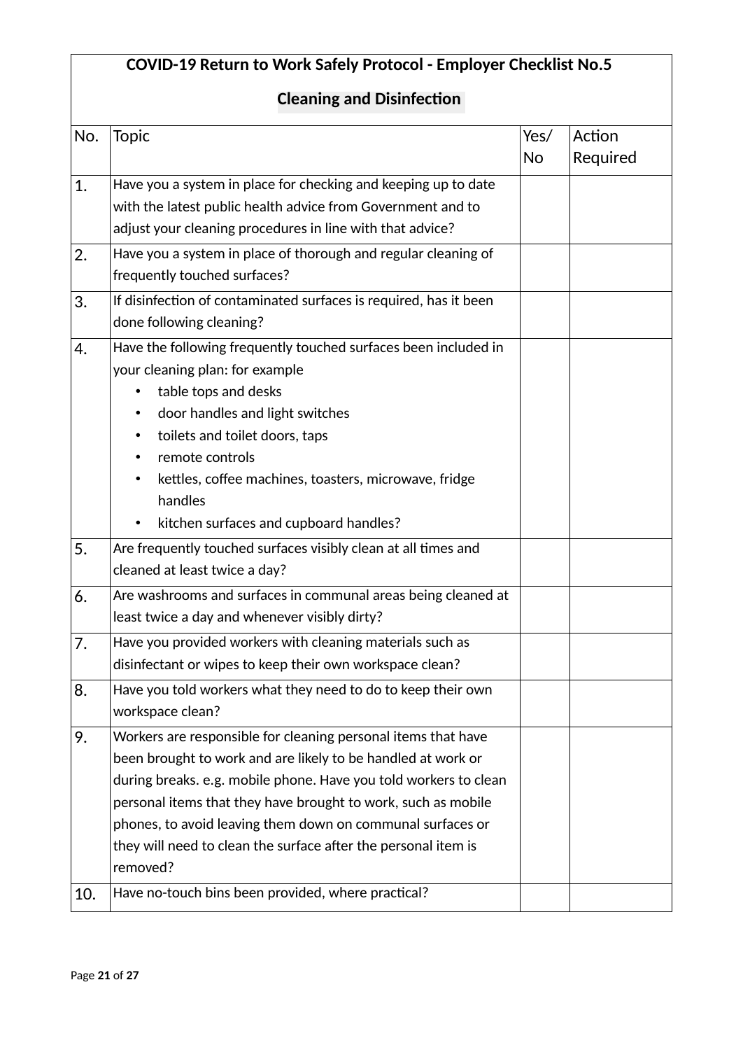| COVID-19 Return to Work Safely Protocol - Employer Checklist No.5<br><br>Cleaning and Disinfection | | | |
|---|---|---|---|
| No. | Topic | Yes/ No | Action Required |
| 1. | Have you a system in place for checking and keeping up to date with the latest public health advice from Government and to adjust your cleaning procedures in line with that advice? | | |
| 2. | Have you a system in place of thorough and regular cleaning of frequently touched surfaces? | | |
| 3. | If disinfection of contaminated surfaces is required, has it been done following cleaning? | | |
| 4. | Have the following frequently touched surfaces been included in your cleaning plan: for example<br>• table tops and desks<br>• door handles and light switches<br>• toilets and toilet doors, taps<br>• remote controls<br>• kettles, coffee machines, toasters, microwave, fridge handles<br>• kitchen surfaces and cupboard handles? | | |
| 5. | Are frequently touched surfaces visibly clean at all times and cleaned at least twice a day? | | |
| 6. | Are washrooms and surfaces in communal areas being cleaned at least twice a day and whenever visibly dirty? | | |
| 7. | Have you provided workers with cleaning materials such as disinfectant or wipes to keep their own workspace clean? | | |
| 8. | Have you told workers what they need to do to keep their own workspace clean? | | |
| 9. | Workers are responsible for cleaning personal items that have been brought to work and are likely to be handled at work or during breaks. e.g. mobile phone. Have you told workers to clean personal items that they have brought to work, such as mobile phones, to avoid leaving them down on communal surfaces or they will need to clean the surface after the personal item is removed? | | |
| 10. | Have no-touch bins been provided, where practical? | | |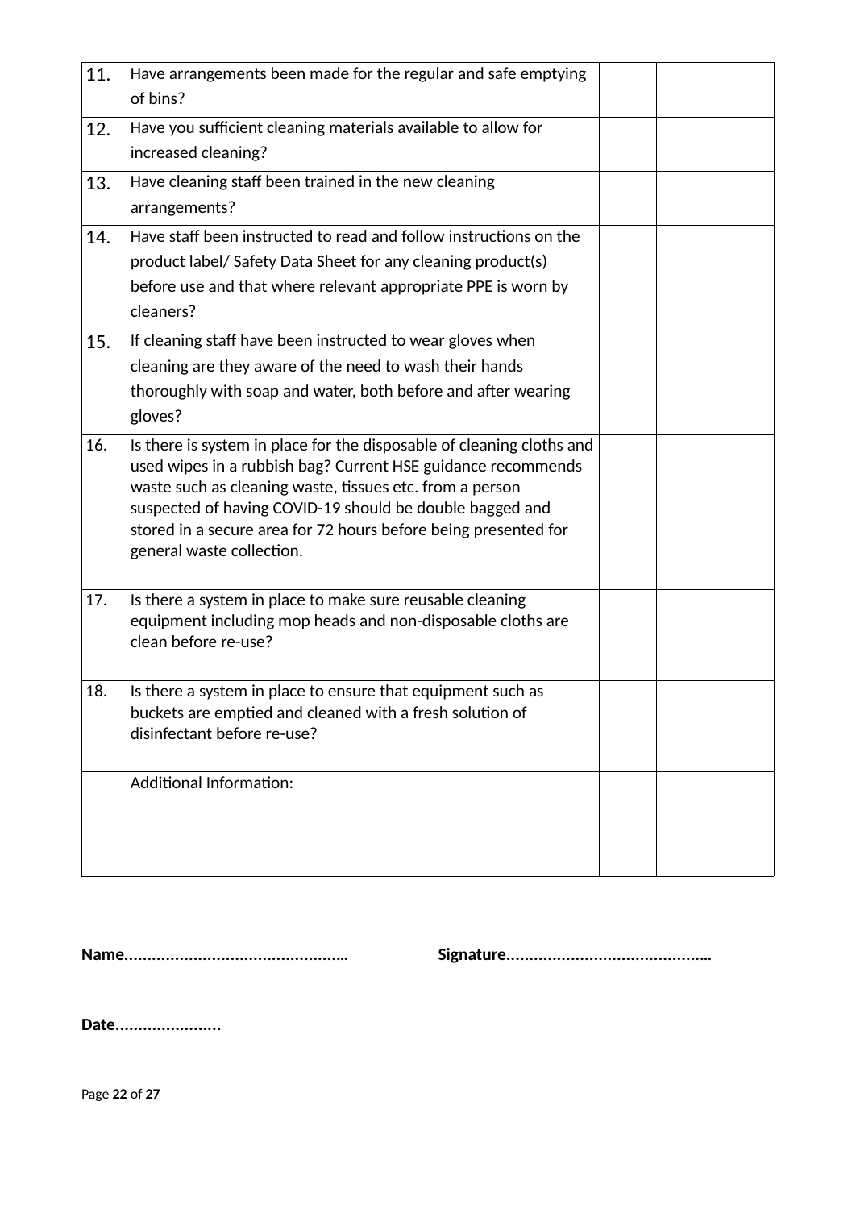| | | | |
|---|---|---|---|
| 11. | Have arrangements been made for the regular and safe emptying of bins? | | |
| 12. | Have you sufficient cleaning materials available to allow for increased cleaning? | | |
| 13. | Have cleaning staff been trained in the new cleaning arrangements? | | |
| 14. | Have staff been instructed to read and follow instructions on the product label/ Safety Data Sheet for any cleaning product(s) before use and that where relevant appropriate PPE is worn by cleaners? | | |
| 15. | If cleaning staff have been instructed to wear gloves when cleaning are they aware of the need to wash their hands thoroughly with soap and water, both before and after wearing gloves? | | |
| 16. | Is there is system in place for the disposable of cleaning cloths and used wipes in a rubbish bag? Current HSE guidance recommends waste such as cleaning waste, tissues etc. from a person suspected of having COVID-19 should be double bagged and stored in a secure area for 72 hours before being presented for general waste collection. | | |
| 17. | Is there a system in place to make sure reusable cleaning equipment including mop heads and non-disposable cloths are clean before re-use? | | |
| 18. | Is there a system in place to ensure that equipment such as buckets are emptied and cleaned with a fresh solution of disinfectant before re-use? | | |
| | Additional Information: | | |

**Name..............................................** **Signature..........................................**

**Date......................**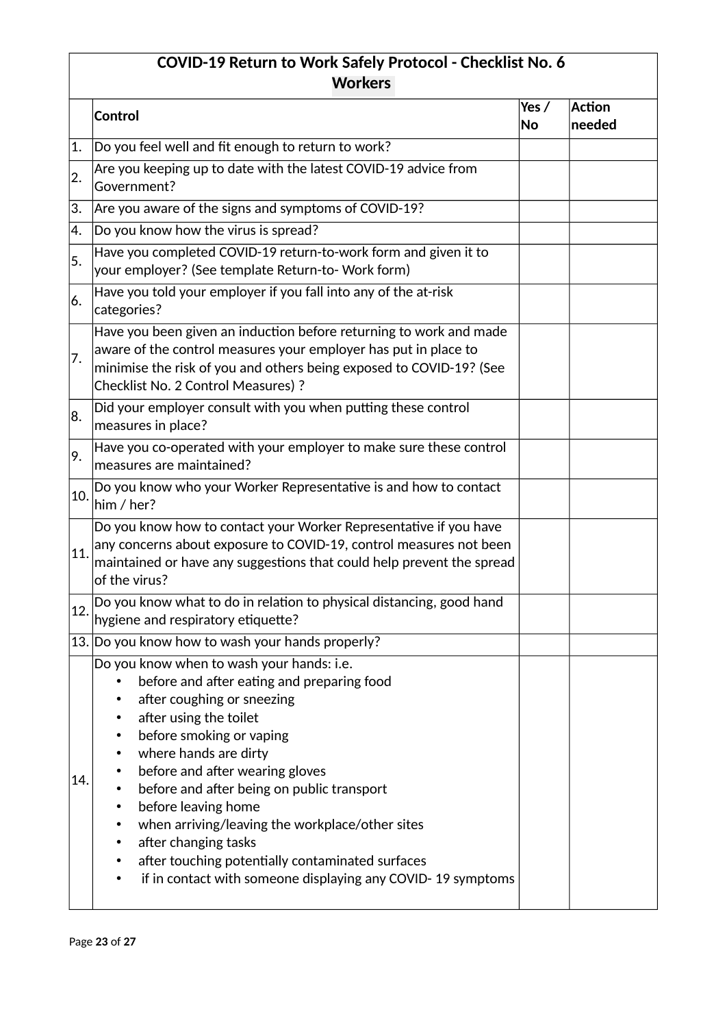| COVID-19 Return to Work Safely Protocol - Checklist No. 6 Workers | | | |
|---|---|---|---|
| | **Control** | **Yes / No** | **Action needed** |
| 1. | Do you feel well and fit enough to return to work? | | |
| 2. | Are you keeping up to date with the latest COVID-19 advice from Government? | | |
| 3. | Are you aware of the signs and symptoms of COVID-19? | | |
| 4. | Do you know how the virus is spread? | | |
| 5. | Have you completed COVID-19 return-to-work form and given it to your employer? (See template Return-to- Work form) | | |
| 6. | Have you told your employer if you fall into any of the at-risk categories? | | |
| 7. | Have you been given an induction before returning to work and made aware of the control measures your employer has put in place to minimise the risk of you and others being exposed to COVID-19? (See Checklist No. 2 Control Measures) ? | | |
| 8. | Did your employer consult with you when putting these control measures in place? | | |
| 9. | Have you co-operated with your employer to make sure these control measures are maintained? | | |
| 10. | Do you know who your Worker Representative is and how to contact him / her? | | |
| 11. | Do you know how to contact your Worker Representative if you have any concerns about exposure to COVID-19, control measures not been maintained or have any suggestions that could help prevent the spread of the virus? | | |
| 12. | Do you know what to do in relation to physical distancing, good hand hygiene and respiratory etiquette? | | |
| 13. | Do you know how to wash your hands properly? | | |
| 14. | Do you know when to wash your hands: i.e.<br>• before and after eating and preparing food<br>• after coughing or sneezing<br>• after using the toilet<br>• before smoking or vaping<br>• where hands are dirty<br>• before and after wearing gloves<br>• before and after being on public transport<br>• before leaving home<br>• when arriving/leaving the workplace/other sites<br>• after changing tasks<br>• after touching potentially contaminated surfaces<br>• if in contact with someone displaying any COVID- 19 symptoms | | |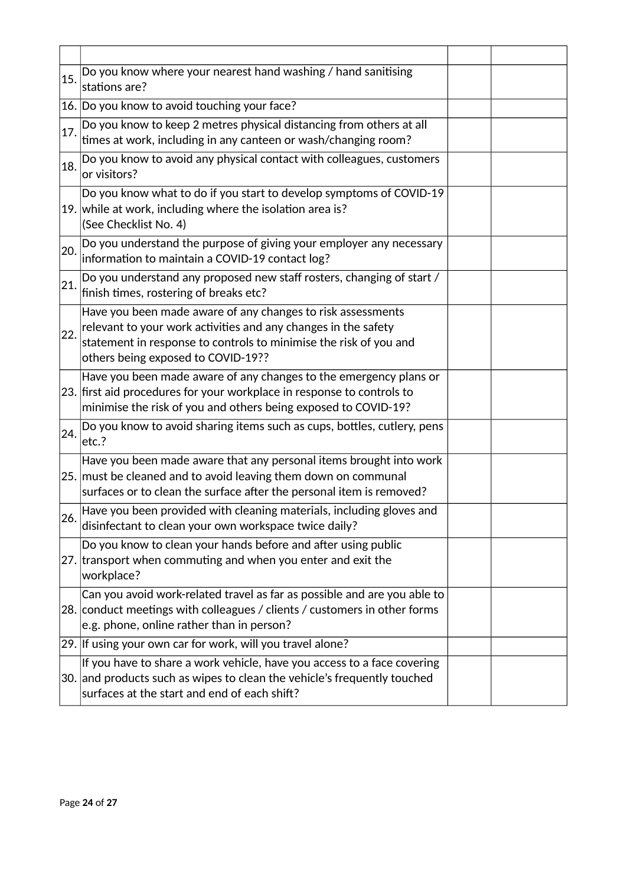| | | | |
|---|---|---|---|
| 15. | Do you know where your nearest hand washing / hand sanitising stations are? | | |
| 16. | Do you know to avoid touching your face? | | |
| 17. | Do you know to keep 2 metres physical distancing from others at all times at work, including in any canteen or wash/changing room? | | |
| 18. | Do you know to avoid any physical contact with colleagues, customers or visitors? | | |
| 19. | Do you know what to do if you start to develop symptoms of COVID-19 while at work, including where the isolation area is? (See Checklist No. 4) | | |
| 20. | Do you understand the purpose of giving your employer any necessary information to maintain a COVID-19 contact log? | | |
| 21. | Do you understand any proposed new staff rosters, changing of start / finish times, rostering of breaks etc? | | |
| 22. | Have you been made aware of any changes to risk assessments relevant to your work activities and any changes in the safety statement in response to controls to minimise the risk of you and others being exposed to COVID-19?? | | |
| 23. | Have you been made aware of any changes to the emergency plans or first aid procedures for your workplace in response to controls to minimise the risk of you and others being exposed to COVID-19? | | |
| 24. | Do you know to avoid sharing items such as cups, bottles, cutlery, pens etc.? | | |
| 25. | Have you been made aware that any personal items brought into work must be cleaned and to avoid leaving them down on communal surfaces or to clean the surface after the personal item is removed? | | |
| 26. | Have you been provided with cleaning materials, including gloves and disinfectant to clean your own workspace twice daily? | | |
| 27. | Do you know to clean your hands before and after using public transport when commuting and when you enter and exit the workplace? | | |
| 28. | Can you avoid work-related travel as far as possible and are you able to conduct meetings with colleagues / clients / customers in other forms e.g. phone, online rather than in person? | | |
| 29. | If using your own car for work, will you travel alone? | | |
| 30. | If you have to share a work vehicle, have you access to a face covering and products such as wipes to clean the vehicle's frequently touched surfaces at the start and end of each shift? | | |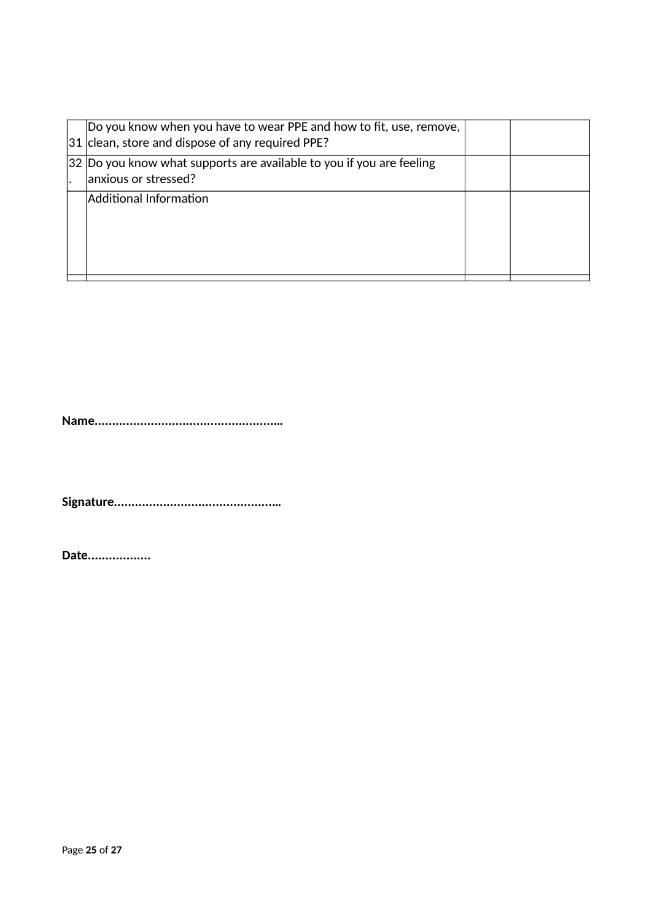| | | | |
|---|---|---|---|
| 31 | Do you know when you have to wear PPE and how to fit, use, remove, clean, store and dispose of any required PPE? | | |
| 32. | Do you know what supports are available to you if you are feeling anxious or stressed? | | |
| | Additional Information | | |
| | | | |

**Name……………………………………………..**

**Signature………………………………………..**

**Date………………**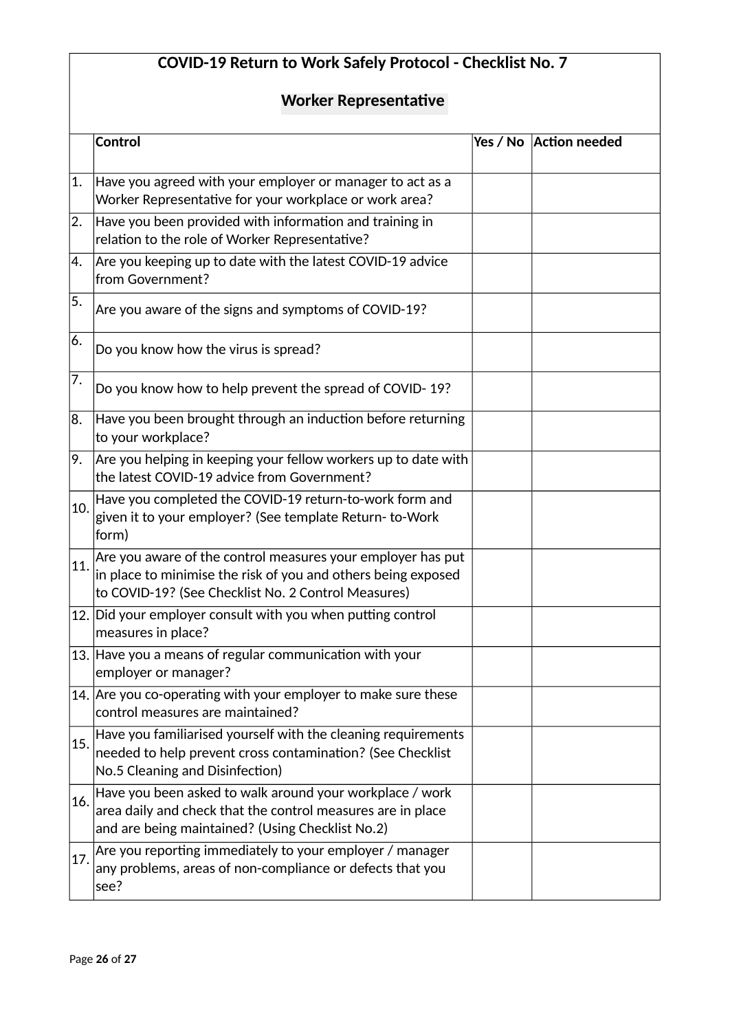## COVID-19 Return to Work Safely Protocol - Checklist No. 7

## Worker Representative

| | Control | Yes / No | Action needed |
|---|---|---|---|
| 1. | Have you agreed with your employer or manager to act as a Worker Representative for your workplace or work area? | | |
| 2. | Have you been provided with information and training in relation to the role of Worker Representative? | | |
| 4. | Are you keeping up to date with the latest COVID-19 advice from Government? | | |
| 5. | Are you aware of the signs and symptoms of COVID-19? | | |
| 6. | Do you know how the virus is spread? | | |
| 7. | Do you know how to help prevent the spread of COVID- 19? | | |
| 8. | Have you been brought through an induction before returning to your workplace? | | |
| 9. | Are you helping in keeping your fellow workers up to date with the latest COVID-19 advice from Government? | | |
| 10. | Have you completed the COVID-19 return-to-work form and given it to your employer? (See template Return- to-Work form) | | |
| 11. | Are you aware of the control measures your employer has put in place to minimise the risk of you and others being exposed to COVID-19? (See Checklist No. 2 Control Measures) | | |
| 12. | Did your employer consult with you when putting control measures in place? | | |
| 13. | Have you a means of regular communication with your employer or manager? | | |
| 14. | Are you co-operating with your employer to make sure these control measures are maintained? | | |
| 15. | Have you familiarised yourself with the cleaning requirements needed to help prevent cross contamination? (See Checklist No.5 Cleaning and Disinfection) | | |
| 16. | Have you been asked to walk around your workplace / work area daily and check that the control measures are in place and are being maintained? (Using Checklist No.2) | | |
| 17. | Are you reporting immediately to your employer / manager any problems, areas of non-compliance or defects that you see? | | |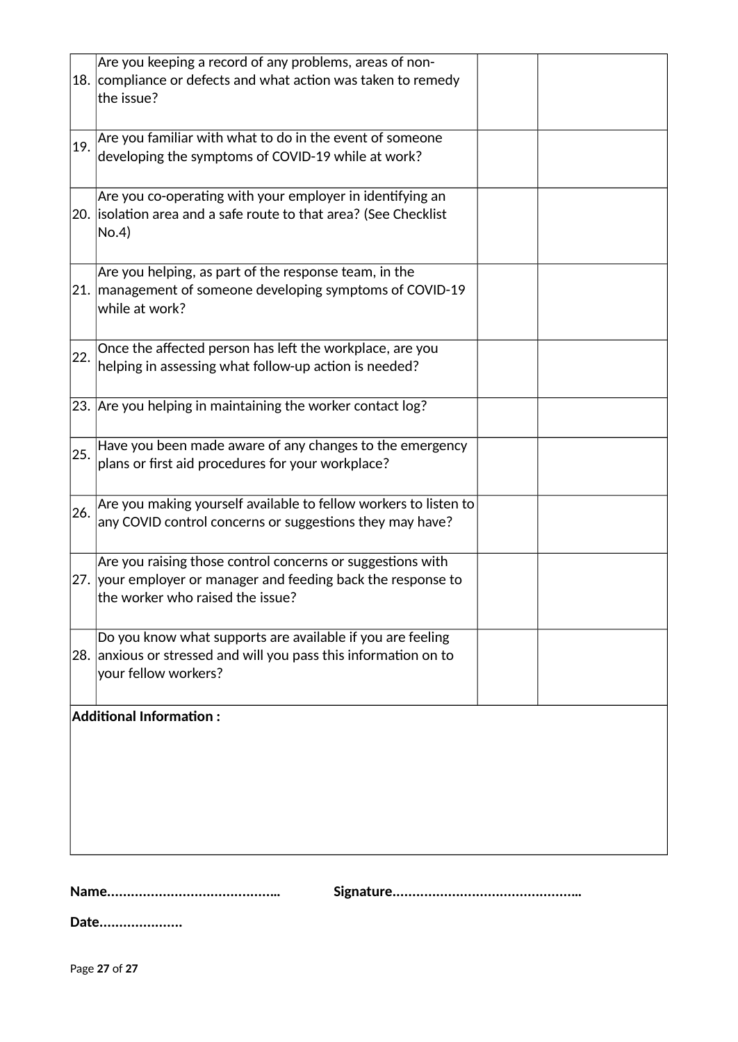| | | | |
|---|---|---|---|
| 18. | Are you keeping a record of any problems, areas of non-compliance or defects and what action was taken to remedy the issue? | | |
| 19. | Are you familiar with what to do in the event of someone developing the symptoms of COVID-19 while at work? | | |
| 20. | Are you co-operating with your employer in identifying an isolation area and a safe route to that area? (See Checklist No.4) | | |
| 21. | Are you helping, as part of the response team, in the management of someone developing symptoms of COVID-19 while at work? | | |
| 22. | Once the affected person has left the workplace, are you helping in assessing what follow-up action is needed? | | |
| 23. | Are you helping in maintaining the worker contact log? | | |
| 25. | Have you been made aware of any changes to the emergency plans or first aid procedures for your workplace? | | |
| 26. | Are you making yourself available to fellow workers to listen to any COVID control concerns or suggestions they may have? | | |
| 27. | Are you raising those control concerns or suggestions with your employer or manager and feeding back the response to the worker who raised the issue? | | |
| 28. | Do you know what supports are available if you are feeling anxious or stressed and will you pass this information on to your fellow workers? | | |
| **Additional Information :** | | | |

**Name.........................................**          **Signature.............................................**

**Date....................**